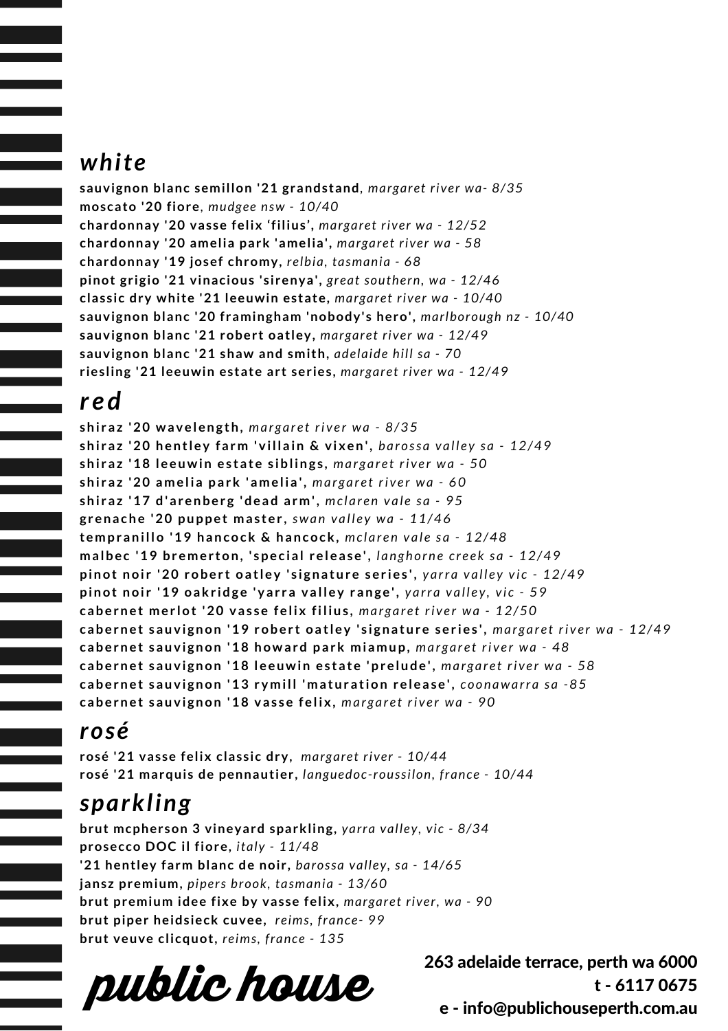## *white*

**sauvignon blanc semillon '21 grandstand**, *margaret river wa- 8/35*
**moscato '20 fiore**, *mudgee nsw - 10/40*
**chardonnay '20 vasse felix 'filius',** *margaret river wa - 12/52*
**chardonnay '20 amelia park 'amelia',** *margaret river wa - 58*
**chardonnay '19 josef chromy,** *relbia, tasmania - 68*
**pinot grigio '21 vinacious 'sirenya',** *great southern, wa - 12/46*
**classic dry white '21 leeuwin estate,** *margaret river wa - 10/40*
**sauvignon blanc '20 framingham 'nobody's hero',** *marlborough nz - 10/40*
**sauvignon blanc '21 robert oatley,** *margaret river wa - 12/49*
**sauvignon blanc '21 shaw and smith,** *adelaide hill sa - 70*
**riesling '21 leeuwin estate art series,** *margaret river wa - 12/49*

## *red*

**shiraz '20 wavelength,** *margaret river wa - 8/35*
**shiraz '20 hentley farm 'villain & vixen',** *barossa valley sa - 12/49*
**shiraz '18 leeuwin estate siblings,** *margaret river wa - 50*
**shiraz '20 amelia park 'amelia',** *margaret river wa - 60*
**shiraz '17 d'arenberg 'dead arm',** *mclaren vale sa - 95*
**grenache '20 puppet master,** *swan valley wa - 11/46*
**tempranillo '19 hancock & hancock,** *mclaren vale sa - 12/48*
**malbec '19 bremerton, 'special release',** *langhorne creek sa - 12/49*
**pinot noir '20 robert oatley 'signature series',** *yarra valley vic - 12/49*
**pinot noir '19 oakridge 'yarra valley range',** *yarra valley, vic - 59*
**cabernet merlot '20 vasse felix filius,** *margaret river wa - 12/50*
**cabernet sauvignon '19 robert oatley 'signature series',** *margaret river wa - 12/49*
**cabernet sauvignon '18 howard park miamup,** *margaret river wa - 48*
**cabernet sauvignon '18 leeuwin estate 'prelude',** *margaret river wa - 58*
**cabernet sauvignon '13 rymill 'maturation release',** *coonawarra sa -85*
**cabernet sauvignon '18 vasse felix,** *margaret river wa - 90*

## *rosé*

**rosé '21 vasse felix classic dry,** *margaret river - 10/44*
**rosé '21 marquis de pennautier,** *languedoc-roussilon, france - 10/44*

## *sparkling*

**brut mcpherson 3 vineyard sparkling,** *yarra valley, vic - 8/34*
**prosecco DOC il fiore,** *italy - 11/48*
**'21 hentley farm blanc de noir,** *barossa valley, sa - 14/65*
**jansz premium,** *pipers brook, tasmania - 13/60*
**brut premium idee fixe by vasse felix,** *margaret river, wa - 90*
**brut piper heidsieck cuvee,** *reims, france- 99*
**brut veuve clicquot,** *reims, france - 135*

*public house*

**263 adelaide terrace, perth wa 6000**
**t - 6117 0675**
**e - info@publichouseperth.com.au**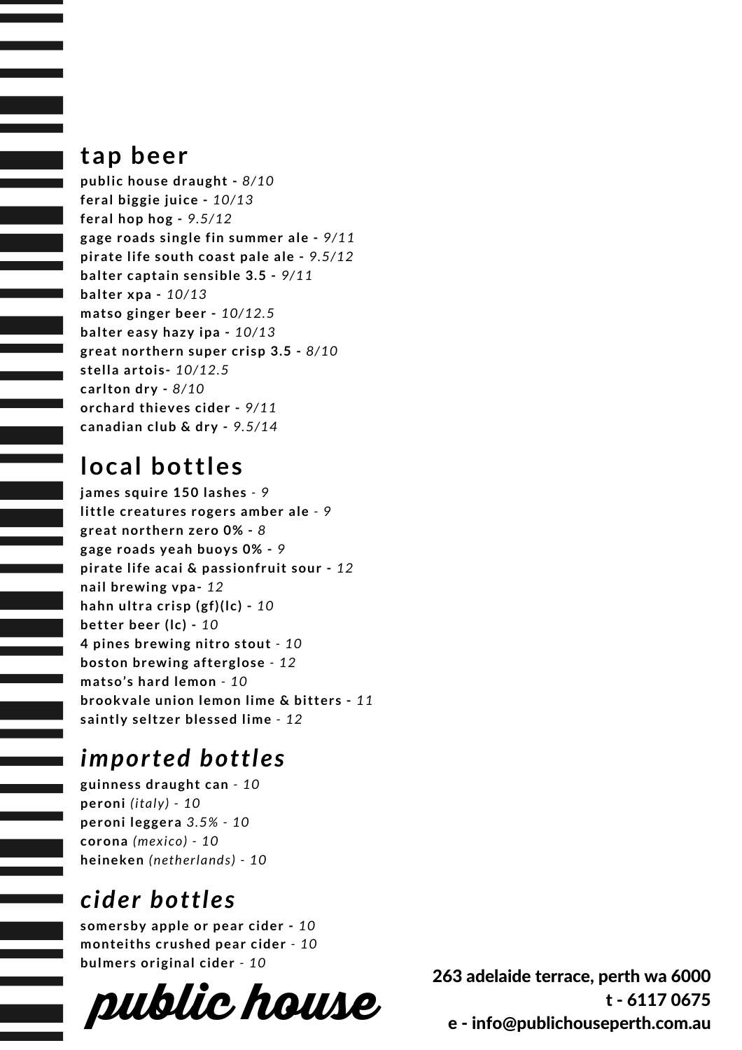## tap beer

**public house draught -** *8/10*
**feral biggie juice -** *10/13*
**feral hop hog -** *9.5/12*
**gage roads single fin summer ale -** *9/11*
**pirate life south coast pale ale -** *9.5/12*
**balter captain sensible 3.5 -** *9/11*
**balter xpa -** *10/13*
**matso ginger beer -** *10/12.5*
**balter easy hazy ipa -** *10/13*
**great northern super crisp 3.5 -** *8/10*
**stella artois-** *10/12.5*
**carlton dry -** *8/10*
**orchard thieves cider -** *9/11*
**canadian club & dry -** *9.5/14*

## local bottles

**james squire 150 lashes** *- 9*
**little creatures rogers amber ale** *- 9*
**great northern zero 0% -** *8*
**gage roads yeah buoys 0% -** *9*
**pirate life acai & passionfruit sour -** *12*
**nail brewing vpa-** *12*
**hahn ultra crisp (gf)(lc) -** *10*
**better beer (lc) -** *10*
**4 pines brewing nitro stout** *- 10*
**boston brewing afterglose** *- 12*
**matso's hard lemon** *- 10*
**brookvale union lemon lime & bitters -** *11*
**saintly seltzer blessed lime** *- 12*

## *imported bottles*

**guinness draught can** *- 10*
**peroni** *(italy) - 10*
**peroni leggera** *3.5% - 10*
**corona** *(mexico) - 10*
**heineken** *(netherlands) - 10*

## *cider bottles*

**somersby apple or pear cider -** *10*
**monteiths crushed pear cider** *- 10*
**bulmers original cider** *- 10*

public house

**263 adelaide terrace, perth wa 6000**
**t - 6117 0675**
**e - info@publichouseperth.com.au**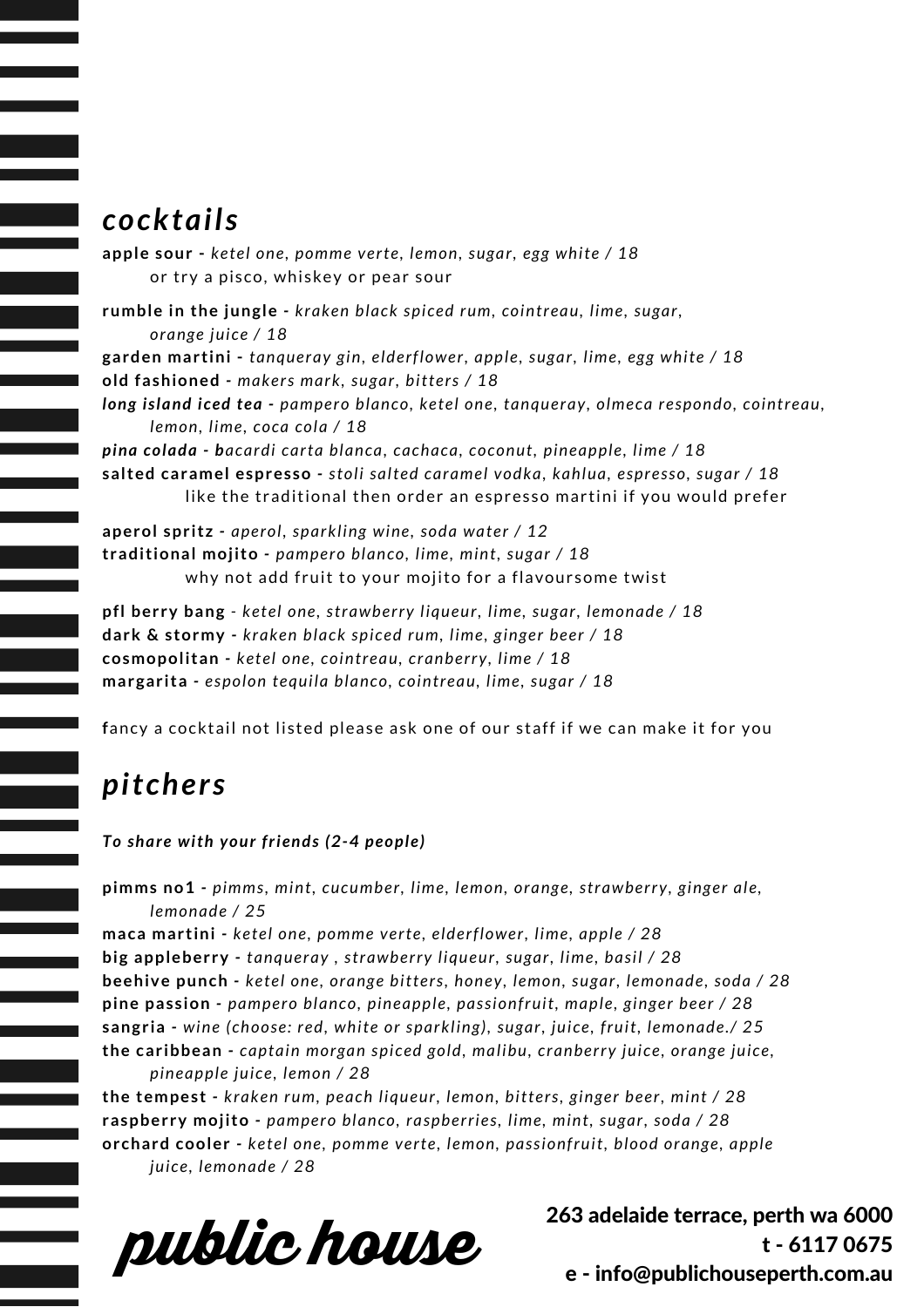## *cocktails*

**apple sour -** *ketel one, pomme verte, lemon, sugar, egg white / 18*
or try a pisco, whiskey or pear sour

**rumble in the jungle -** *kraken black spiced rum, cointreau, lime, sugar, orange juice / 18*
**garden martini -** *tanqueray gin, elderflower, apple, sugar, lime, egg white / 18*
**old fashioned -** *makers mark, sugar, bitters / 18*
***long island iced tea -*** *pampero blanco, ketel one, tanqueray, olmeca respondo, cointreau, lemon, lime, coca cola / 18*
***pina colada - b****acardi carta blanca, cachaca, coconut, pineapple, lime / 18*
**salted caramel espresso -** *stoli salted caramel vodka, kahlua, espresso, sugar / 18*
like the traditional then order an espresso martini if you would prefer

**aperol spritz -** *aperol, sparkling wine, soda water / 12*
**traditional mojito -** *pampero blanco, lime, mint, sugar / 18*
why not add fruit to your mojito for a flavoursome twist

**pfl berry bang** *- ketel one, strawberry liqueur, lime, sugar, lemonade / 18*
**dark & stormy -** *kraken black spiced rum, lime, ginger beer / 18*
**cosmopolitan -** *ketel one, cointreau, cranberry, lime / 18*
**margarita -** *espolon tequila blanco, cointreau, lime, sugar / 18*

**f**ancy a cocktail not listed please ask one of our staff if we can make it for you

## *pitchers*

***To share with your friends (2-4 people)***

**pimms no1 -** *pimms, mint, cucumber, lime, lemon, orange, strawberry, ginger ale, lemonade / 25*
**maca martini -** *ketel one, pomme verte, elderflower, lime, apple / 28*
**big appleberry -** *tanqueray , strawberry liqueur, sugar, lime, basil / 28*
**beehive punch -** *ketel one, orange bitters, honey, lemon, sugar, lemonade, soda / 28*
**pine passion -** *pampero blanco, pineapple, passionfruit, maple, ginger beer / 28*
**sangria -** *wine (choose: red, white or sparkling), sugar, juice, fruit, lemonade./ 25*
**the caribbean -** *captain morgan spiced gold, malibu, cranberry juice, orange juice, pineapple juice, lemon / 28*
**the tempest -** *kraken rum, peach liqueur, lemon, bitters, ginger beer, mint / 28*
**raspberry mojito -** *pampero blanco, raspberries, lime, mint, sugar, soda / 28*
**orchard cooler -** *ketel one, pomme verte, lemon, passionfruit, blood orange, apple juice, lemonade / 28*

public house

**263 adelaide terrace, perth wa 6000**
**t - 6117 0675**
**e - info@publichouseperth.com.au**